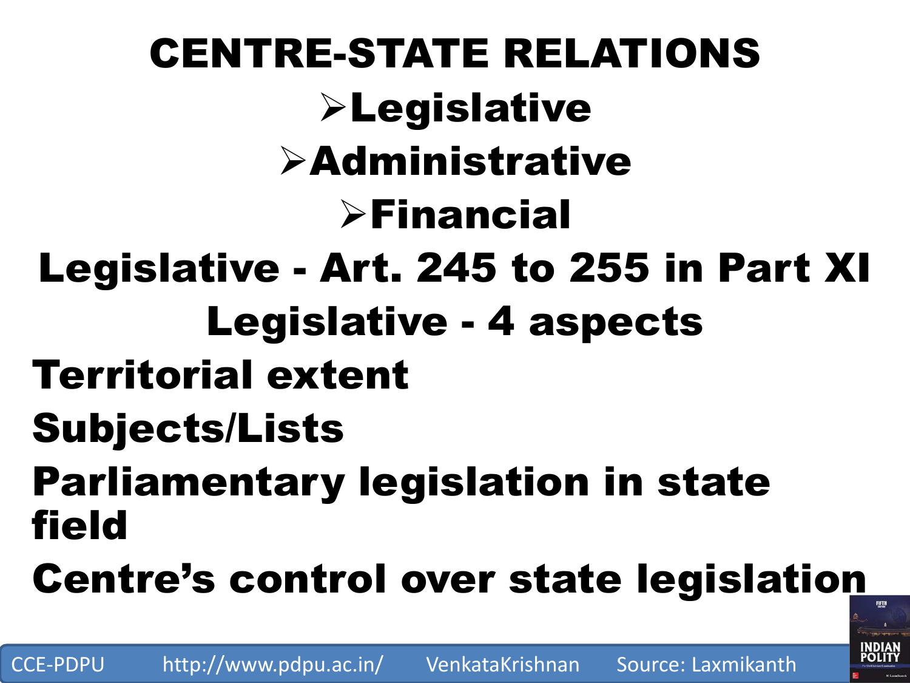# CENTRE-STATE RELATIONS

- Legislative
- Administrative
- Financial

## Legislative - Art. 245 to 255 in Part XI

## Legislative - 4 aspects

**Territorial extent**

**Subjects/Lists**

**Parliamentary legislation in state field**

**Centre's control over state legislation**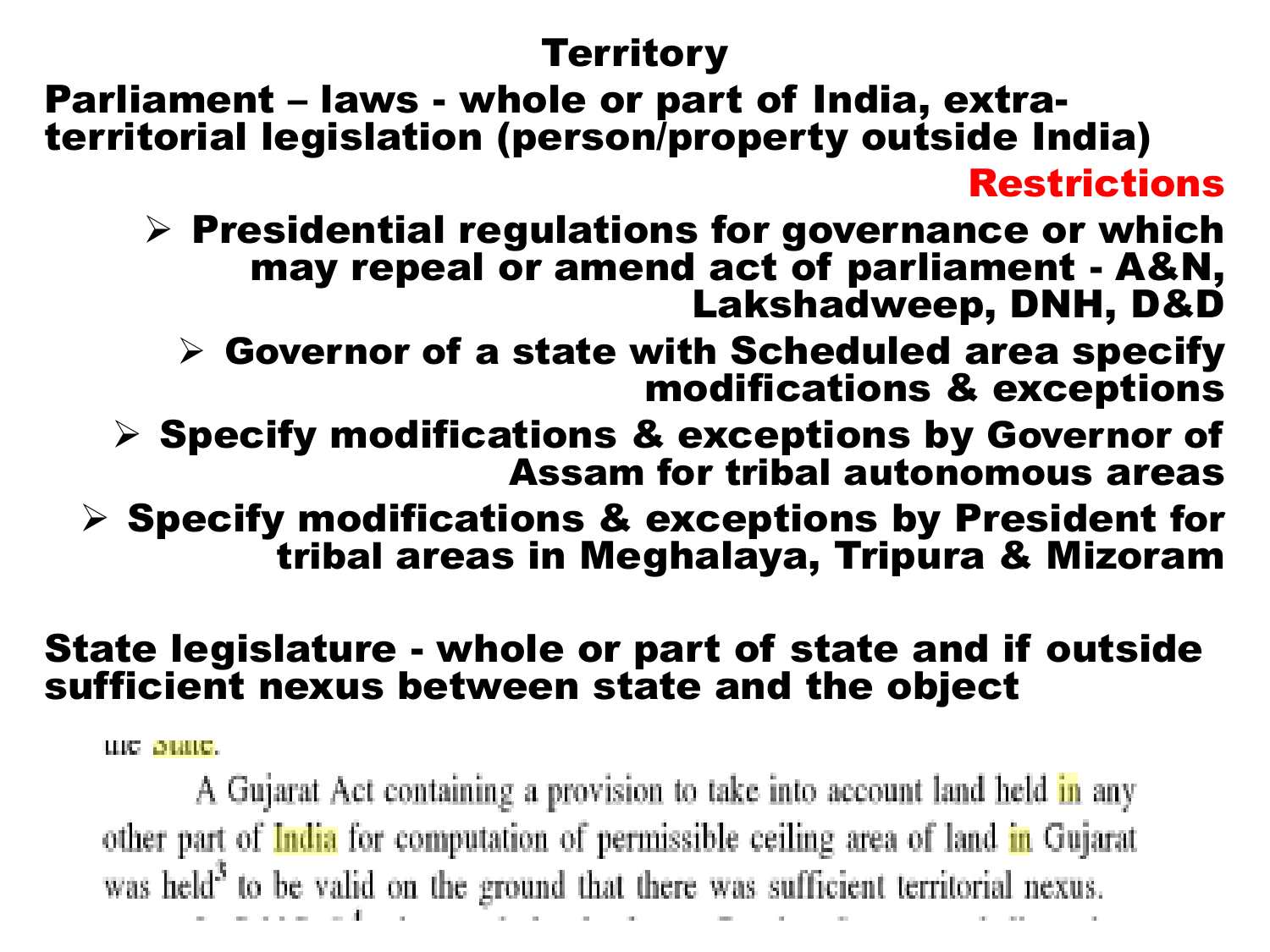# Territory

**Parliament – laws - whole or part of India, extra-territorial legislation (person/property outside India)**

**Restrictions**

- **Presidential regulations for governance or which may repeal or amend act of parliament - A&N, Lakshadweep, DNH, D&D**
- **Governor of a state with Scheduled area specify modifications & exceptions**
- **Specify modifications & exceptions by Governor of Assam for tribal autonomous areas**
- **Specify modifications & exceptions by President for tribal areas in Meghalaya, Tripura & Mizoram**

**State legislature - whole or part of state and if outside sufficient nexus between state and the object**

the State.

A Gujarat Act containing a provision to take into account land held in any other part of India for computation of permissible ceiling area of land in Gujarat was held[5] to be valid on the ground that there was sufficient territorial nexus.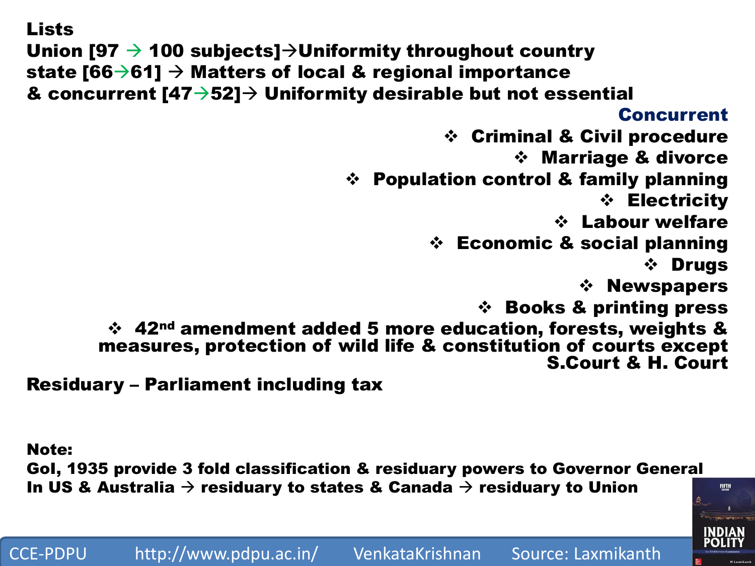**Lists**

**Union [97 → 100 subjects]→Uniformity throughout country**
**state [66→61] → Matters of local & regional importance**
**& concurrent [47→52]→ Uniformity desirable but not essential**

**Concurrent**

- **Criminal & Civil procedure**
- **Marriage & divorce**
- **Population control & family planning**
- **Electricity**
- **Labour welfare**
- **Economic & social planning**
- **Drugs**
- **Newspapers**
- **Books & printing press**
- **42nd amendment added 5 more education, forests, weights & measures, protection of wild life & constitution of courts except S.Court & H. Court**

**Residuary – Parliament including tax**

**Note:**
**GoI, 1935 provide 3 fold classification & residuary powers to Governor General**
**In US & Australia → residuary to states & Canada → residuary to Union**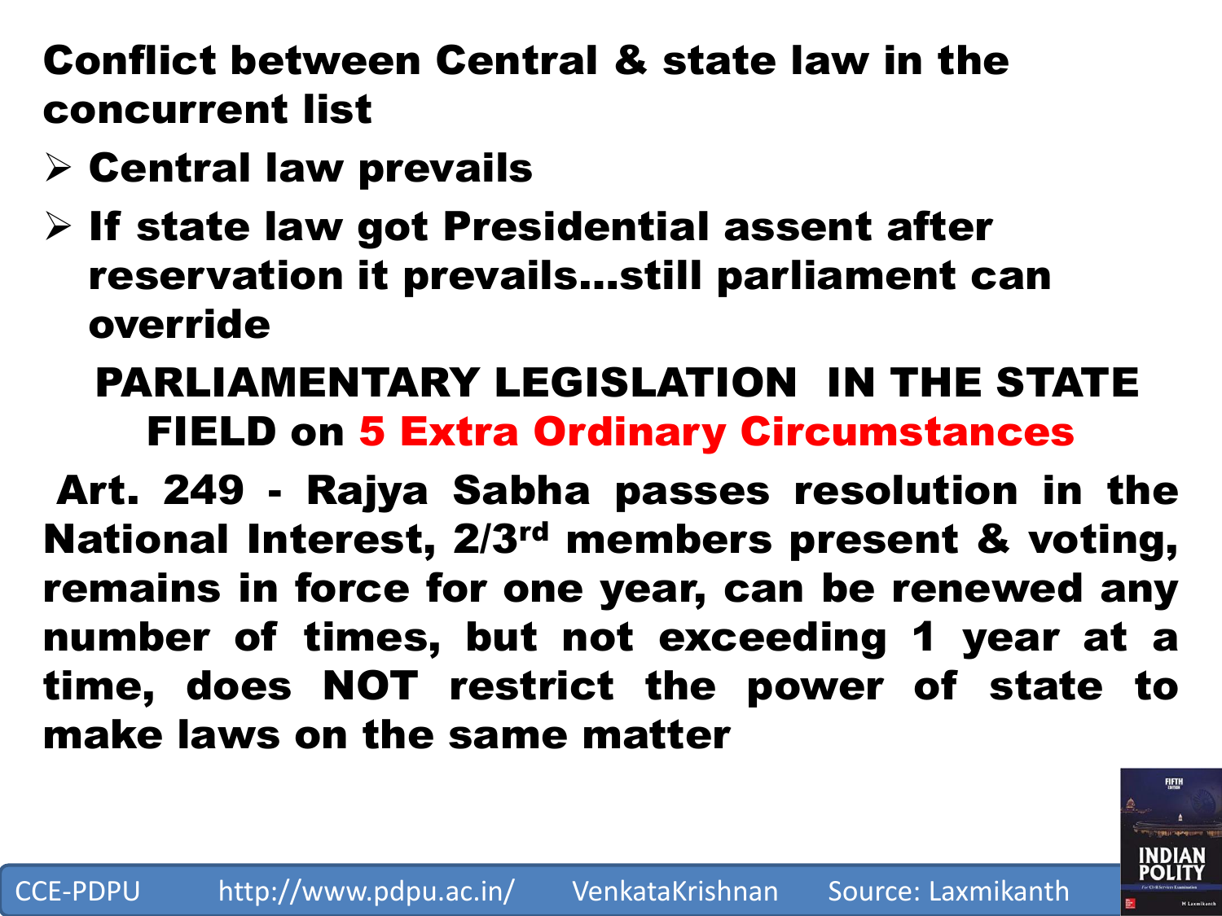## Conflict between Central & state law in the concurrent list

- **Central law prevails**
- **If state law got Presidential assent after reservation it prevails…still parliament can override**

## PARLIAMENTARY LEGISLATION IN THE STATE FIELD on 5 Extra Ordinary Circumstances

**Art. 249 - Rajya Sabha passes resolution in the National Interest, 2/3rd members present & voting, remains in force for one year, can be renewed any number of times, but not exceeding 1 year at a time, does NOT restrict the power of state to make laws on the same matter**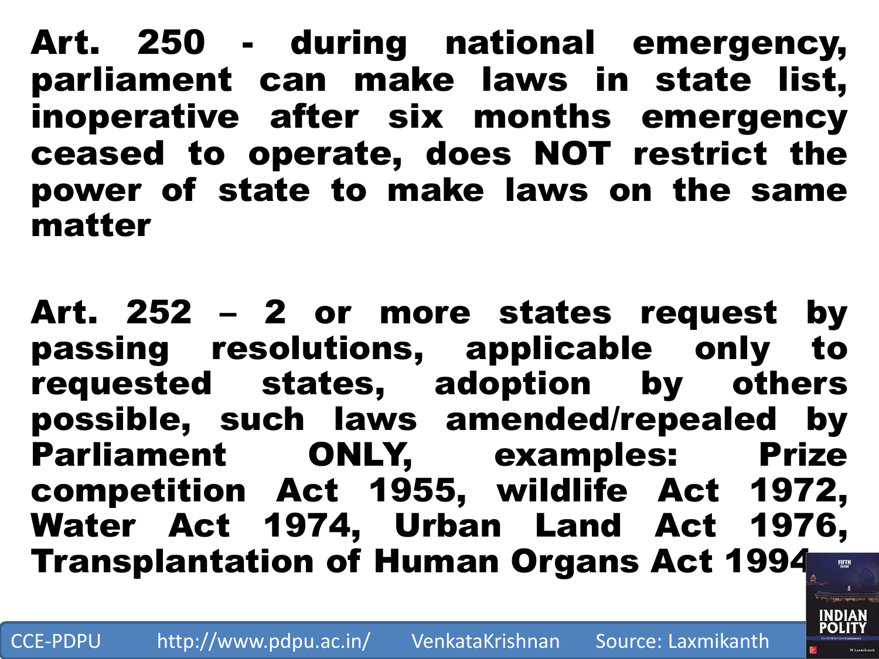**Art. 250 - during national emergency, parliament can make laws in state list, inoperative after six months emergency ceased to operate, does NOT restrict the power of state to make laws on the same matter**

**Art. 252 – 2 or more states request by passing resolutions, applicable only to requested states, adoption by others possible, such laws amended/repealed by Parliament ONLY, examples: Prize competition Act 1955, wildlife Act 1972, Water Act 1974, Urban Land Act 1976, Transplantation of Human Organs Act 1994**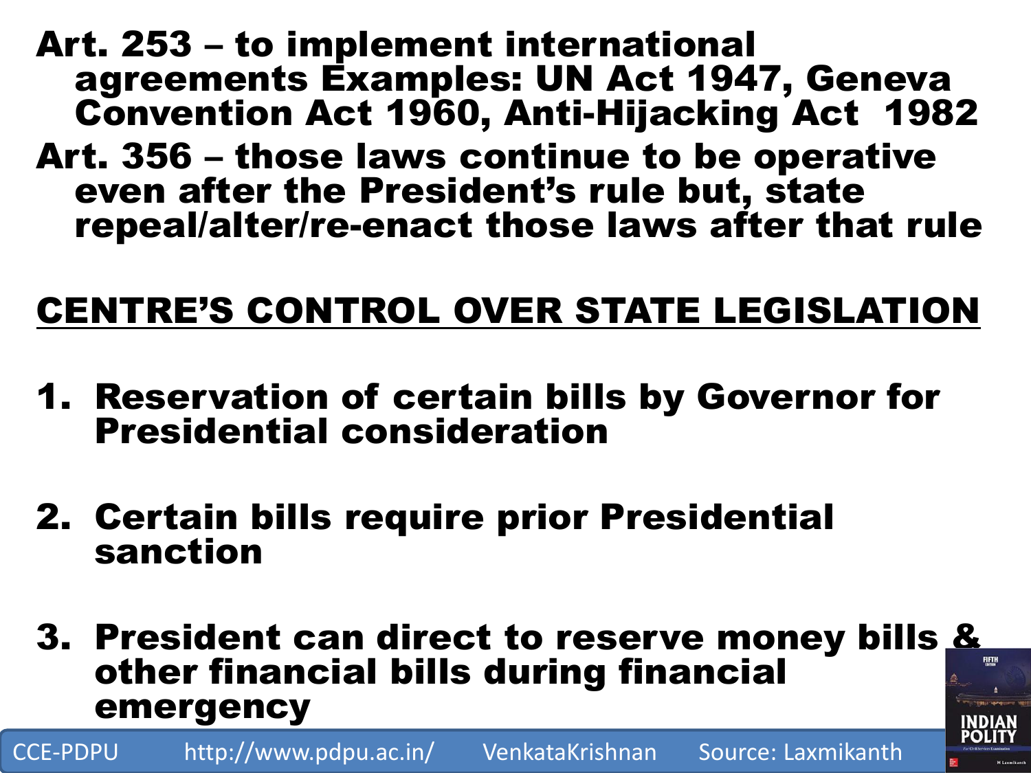Art. 253 – to implement international agreements Examples: UN Act 1947, Geneva Convention Act 1960, Anti-Hijacking Act 1982

Art. 356 – those laws continue to be operative even after the President's rule but, state repeal/alter/re-enact those laws after that rule

## CENTRE'S CONTROL OVER STATE LEGISLATION

1. Reservation of certain bills by Governor for Presidential consideration

2. Certain bills require prior Presidential sanction

3. President can direct to reserve money bills & other financial bills during financial emergency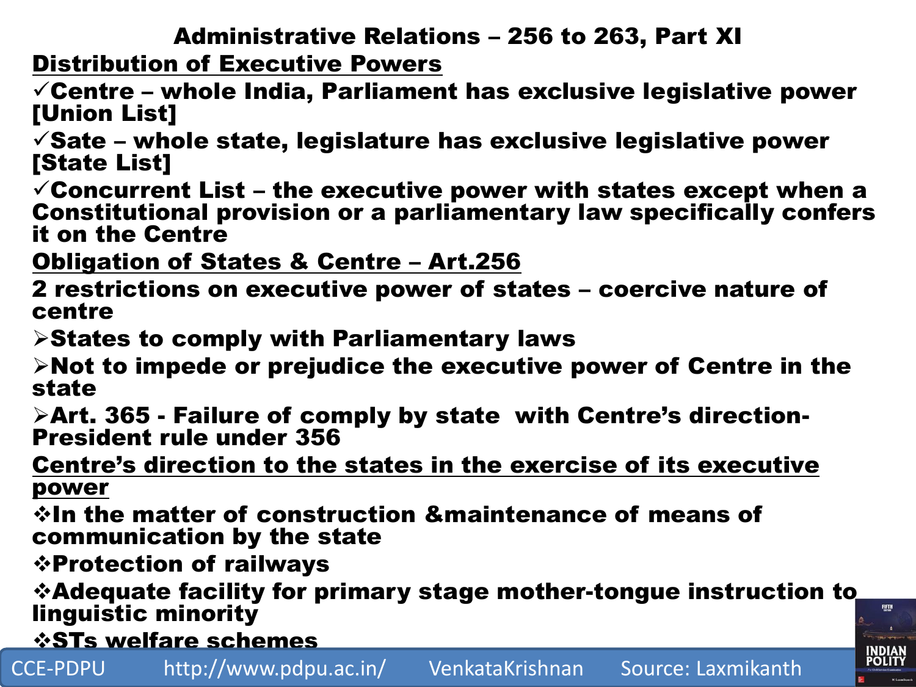# Administrative Relations – 256 to 263, Part XI

## Distribution of Executive Powers

- ✓Centre – whole India, Parliament has exclusive legislative power [Union List]
- ✓Sate – whole state, legislature has exclusive legislative power [State List]
- ✓Concurrent List – the executive power with states except when a Constitutional provision or a parliamentary law specifically confers it on the Centre

## Obligation of States & Centre – Art.256

2 restrictions on executive power of states – coercive nature of centre

- ➢States to comply with Parliamentary laws
- ➢Not to impede or prejudice the executive power of Centre in the state
- ➢Art. 365 - Failure of comply by state with Centre's direction- President rule under 356

## Centre's direction to the states in the exercise of its executive power

- ❖In the matter of construction &maintenance of means of communication by the state
- ❖Protection of railways
- ❖Adequate facility for primary stage mother-tongue instruction to linguistic minority
- ❖STs welfare schemes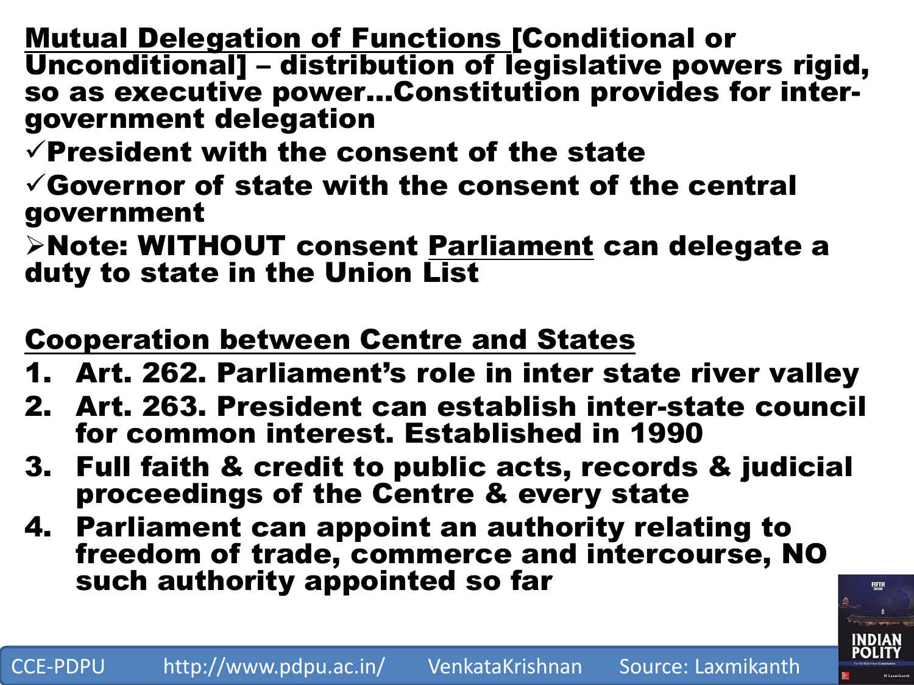**Mutual Delegation of Functions [Conditional or Unconditional] – distribution of legislative powers rigid, so as executive power…Constitution provides for inter-government delegation**

- ✓ **President with the consent of the state**
- ✓ **Governor of state with the consent of the central government**

➢ **Note: WITHOUT consent Parliament can delegate a duty to state in the Union List**

**Cooperation between Centre and States**

1. **Art. 262. Parliament's role in inter state river valley**
2. **Art. 263. President can establish inter-state council for common interest. Established in 1990**
3. **Full faith & credit to public acts, records & judicial proceedings of the Centre & every state**
4. **Parliament can appoint an authority relating to freedom of trade, commerce and intercourse, NO such authority appointed so far**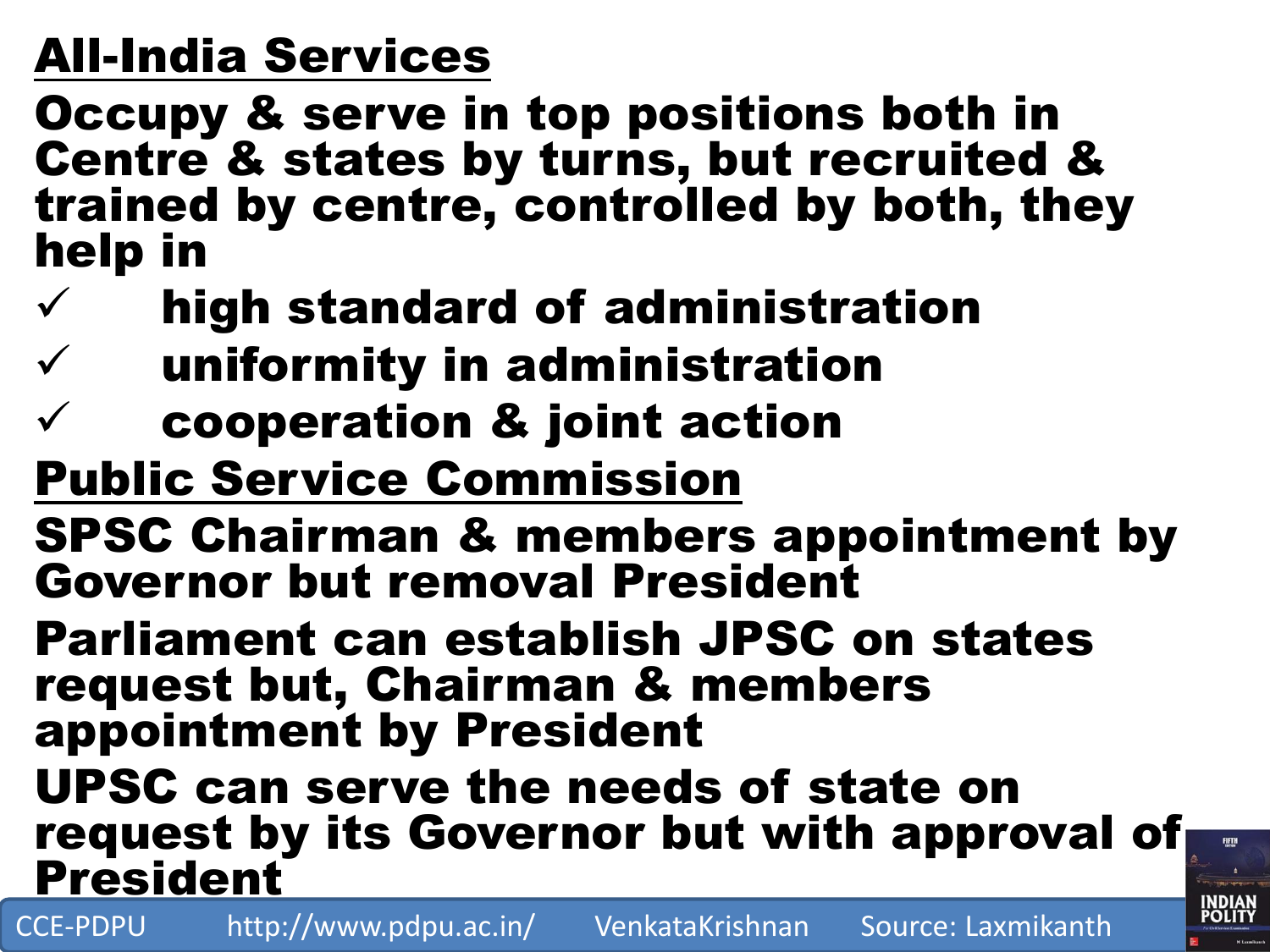## All-India Services

**Occupy & serve in top positions both in Centre & states by turns, but recruited & trained by centre, controlled by both, they help in**

- ✓ high standard of administration
- ✓ uniformity in administration
- ✓ cooperation & joint action

## Public Service Commission

**SPSC Chairman & members appointment by Governor but removal President**

**Parliament can establish JPSC on states request but, Chairman & members appointment by President**

**UPSC can serve the needs of state on request by its Governor but with approval of President**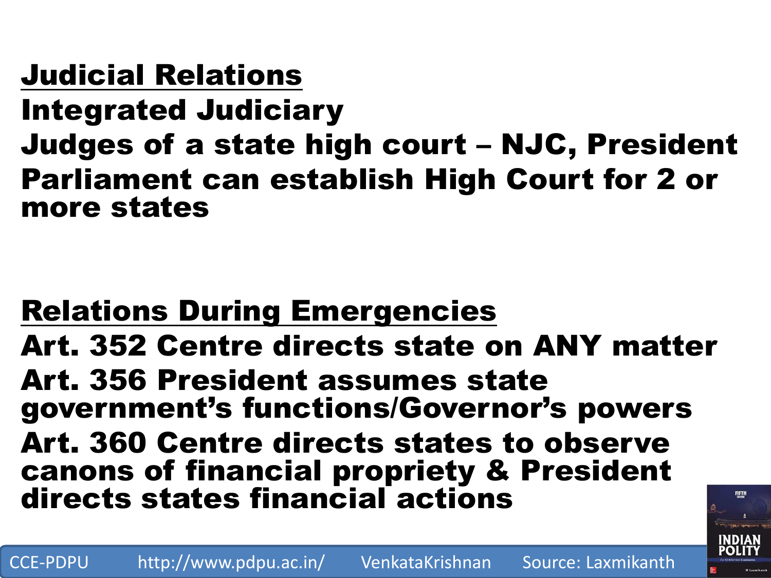## Judicial Relations

**Integrated Judiciary**

**Judges of a state high court – NJC, President**

**Parliament can establish High Court for 2 or more states**

## Relations During Emergencies

**Art. 352 Centre directs state on ANY matter**

**Art. 356 President assumes state government's functions/Governor's powers**

**Art. 360 Centre directs states to observe canons of financial propriety & President directs states financial actions**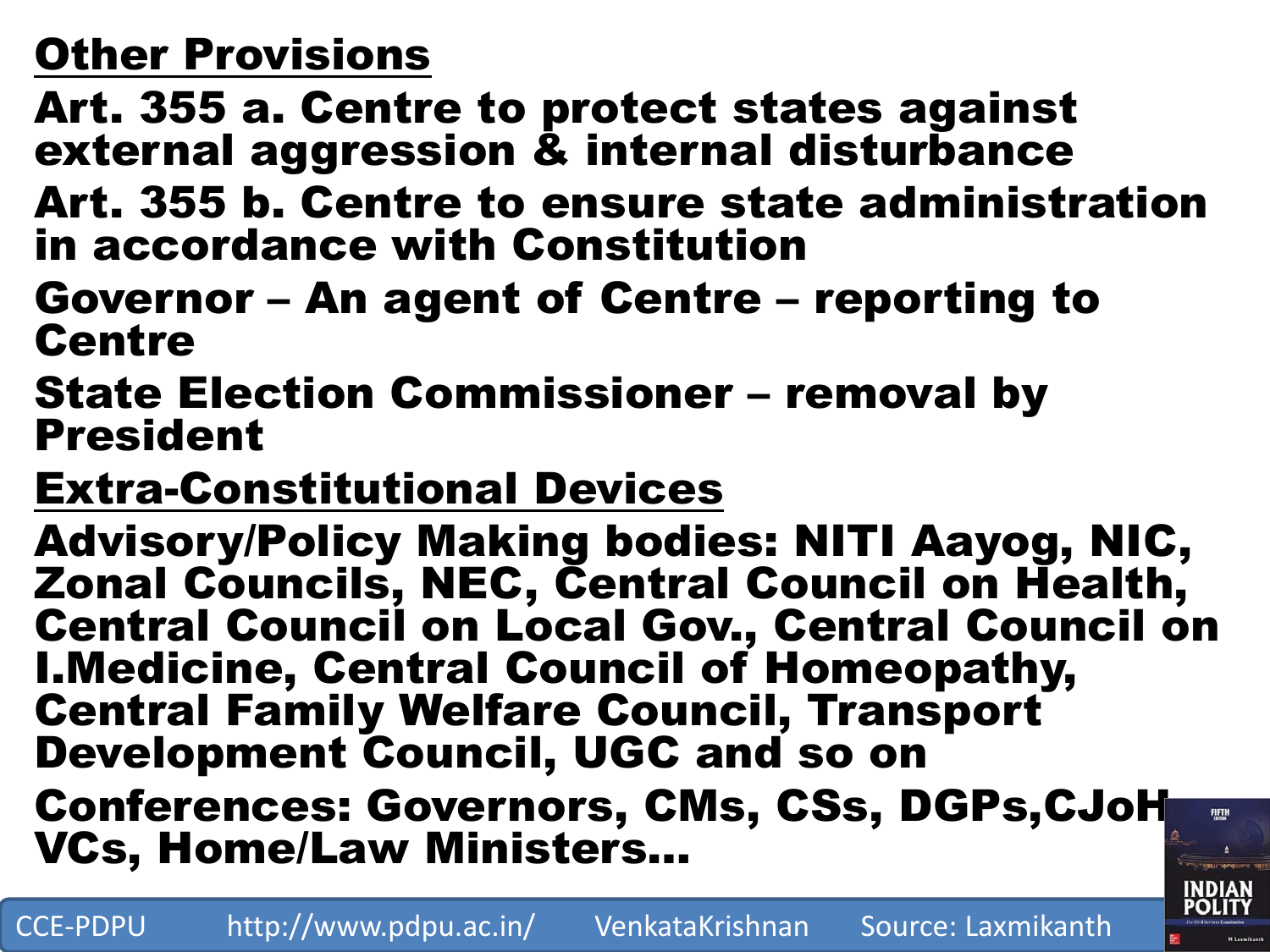## Other Provisions

Art. 355 a. Centre to protect states against external aggression & internal disturbance

Art. 355 b. Centre to ensure state administration in accordance with Constitution

Governor – An agent of Centre – reporting to Centre

State Election Commissioner – removal by President

## Extra-Constitutional Devices

Advisory/Policy Making bodies: NITI Aayog, NIC, Zonal Councils, NEC, Central Council on Health, Central Council on Local Gov., Central Council on I.Medicine, Central Council of Homeopathy, Central Family Welfare Council, Transport Development Council, UGC and so on

Conferences: Governors, CMs, CSs, DGPs,CJoH, VCs, Home/Law Ministers…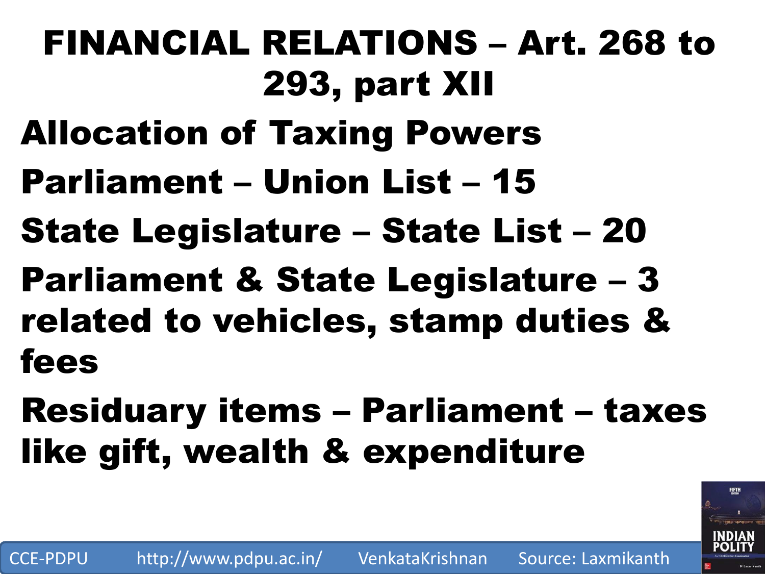# FINANCIAL RELATIONS – Art. 268 to 293, part XII

**Allocation of Taxing Powers**

**Parliament – Union List – 15**

**State Legislature – State List – 20**

**Parliament & State Legislature – 3 related to vehicles, stamp duties & fees**

**Residuary items – Parliament – taxes like gift, wealth & expenditure**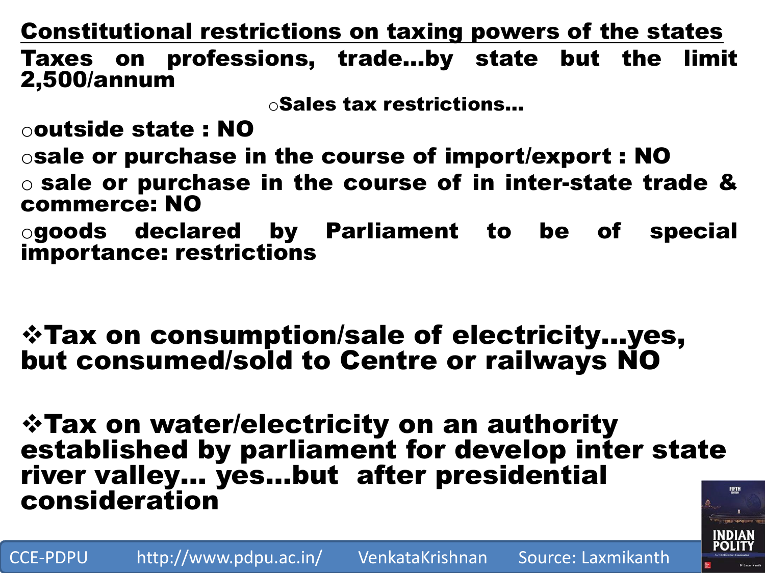## Constitutional restrictions on taxing powers of the states

**Taxes on professions, trade…by state but the limit 2,500/annum**

**Sales tax restrictions…**

- **outside state : NO**
- **sale or purchase in the course of import/export : NO**
- **sale or purchase in the course of in inter-state trade & commerce: NO**
- **goods declared by Parliament to be of special importance: restrictions**

- **Tax on consumption/sale of electricity…yes, but consumed/sold to Centre or railways NO**

- **Tax on water/electricity on an authority established by parliament for develop inter state river valley… yes…but after presidential consideration**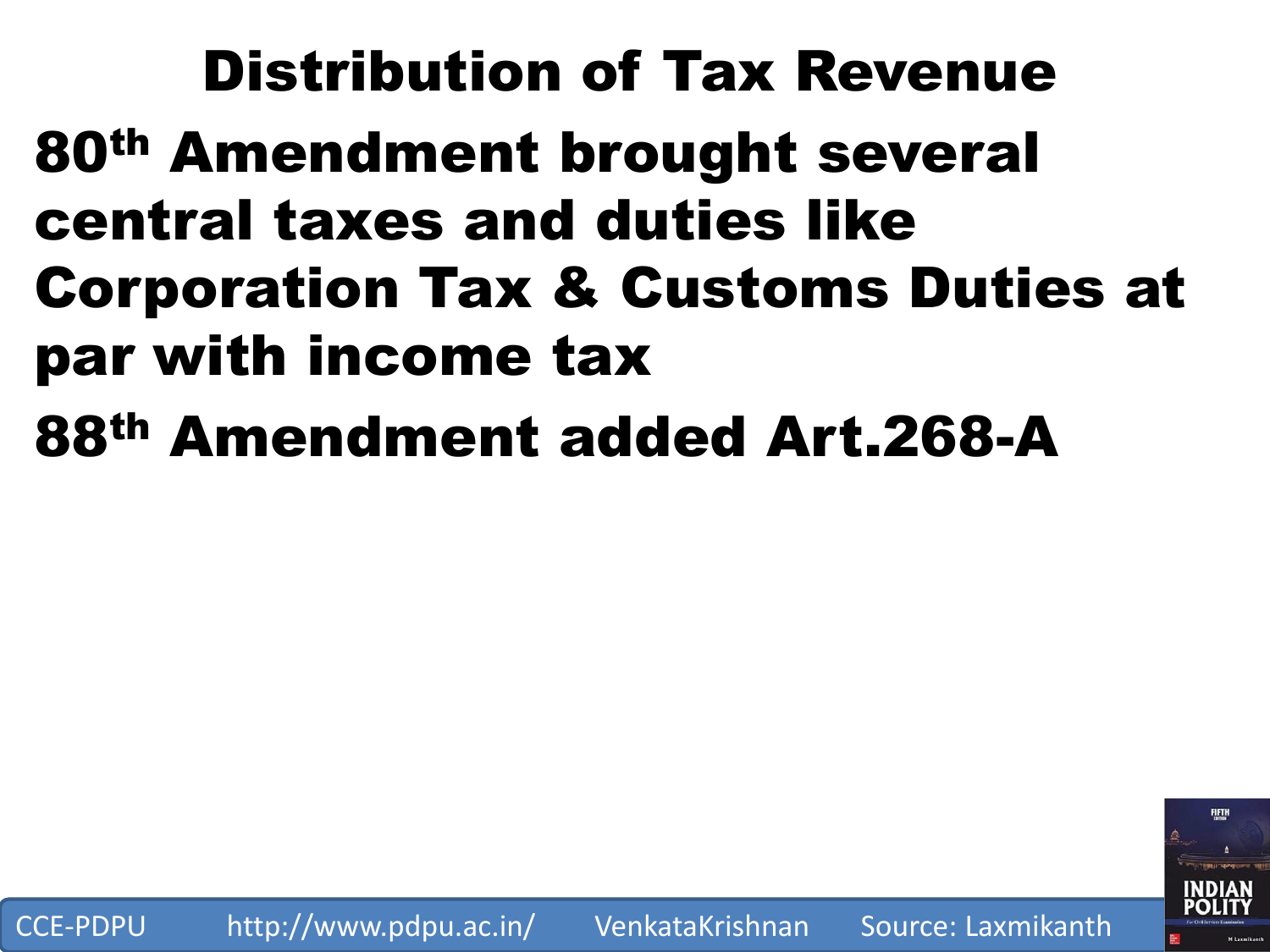# Distribution of Tax Revenue

80th Amendment brought several central taxes and duties like Corporation Tax & Customs Duties at par with income tax

88th Amendment added Art.268-A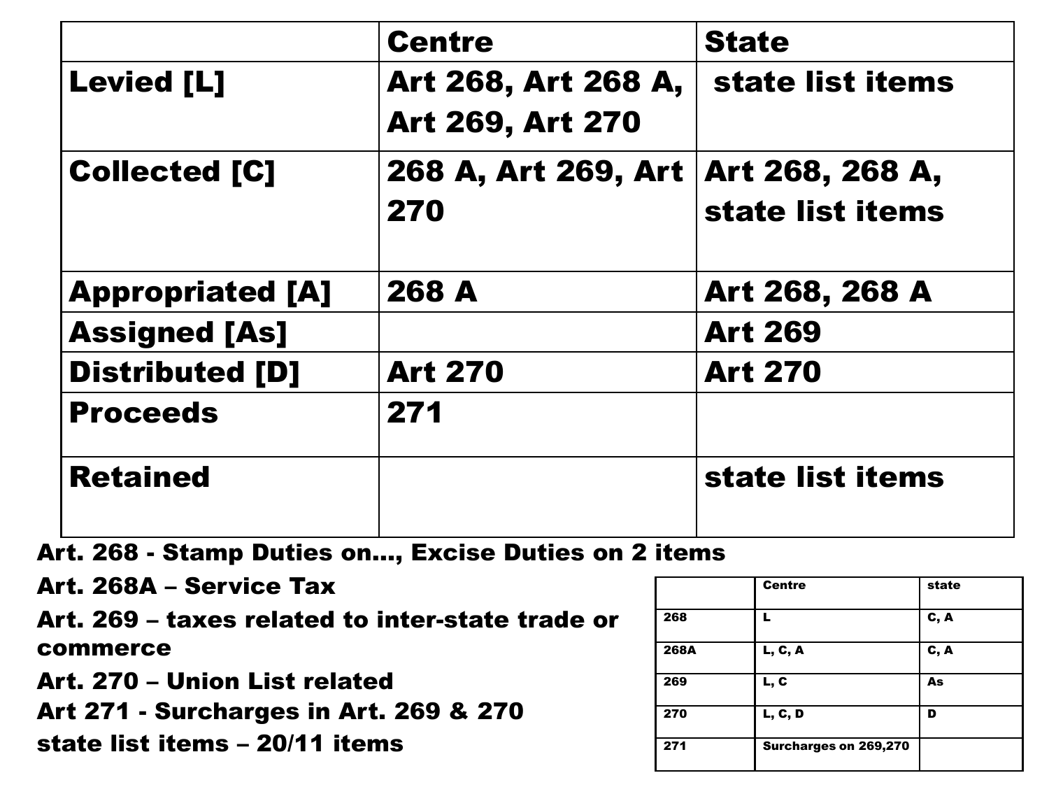| | Centre | State |
|---|---|---|
| Levied [L] | Art 268, Art 268 A, Art 269, Art 270 | state list items |
| Collected [C] | 268 A, Art 269, Art 270 | Art 268, 268 A, state list items |
| Appropriated [A] | 268 A | Art 268, 268 A |
| Assigned [As] | | Art 269 |
| Distributed [D] | Art 270 | Art 270 |
| Proceeds | 271 | |
| Retained | | state list items |

**Art. 268 - Stamp Duties on..., Excise Duties on 2 items**

**Art. 268A – Service Tax**

**Art. 269 – taxes related to inter-state trade or commerce**

**Art. 270 – Union List related**

**Art 271 - Surcharges in Art. 269 & 270**

**state list items – 20/11 items**

| | Centre | state |
|---|---|---|
| 268 | L | C, A |
| 268A | L, C, A | C, A |
| 269 | L, C | As |
| 270 | L, C, D | D |
| 271 | Surcharges on 269,270 | |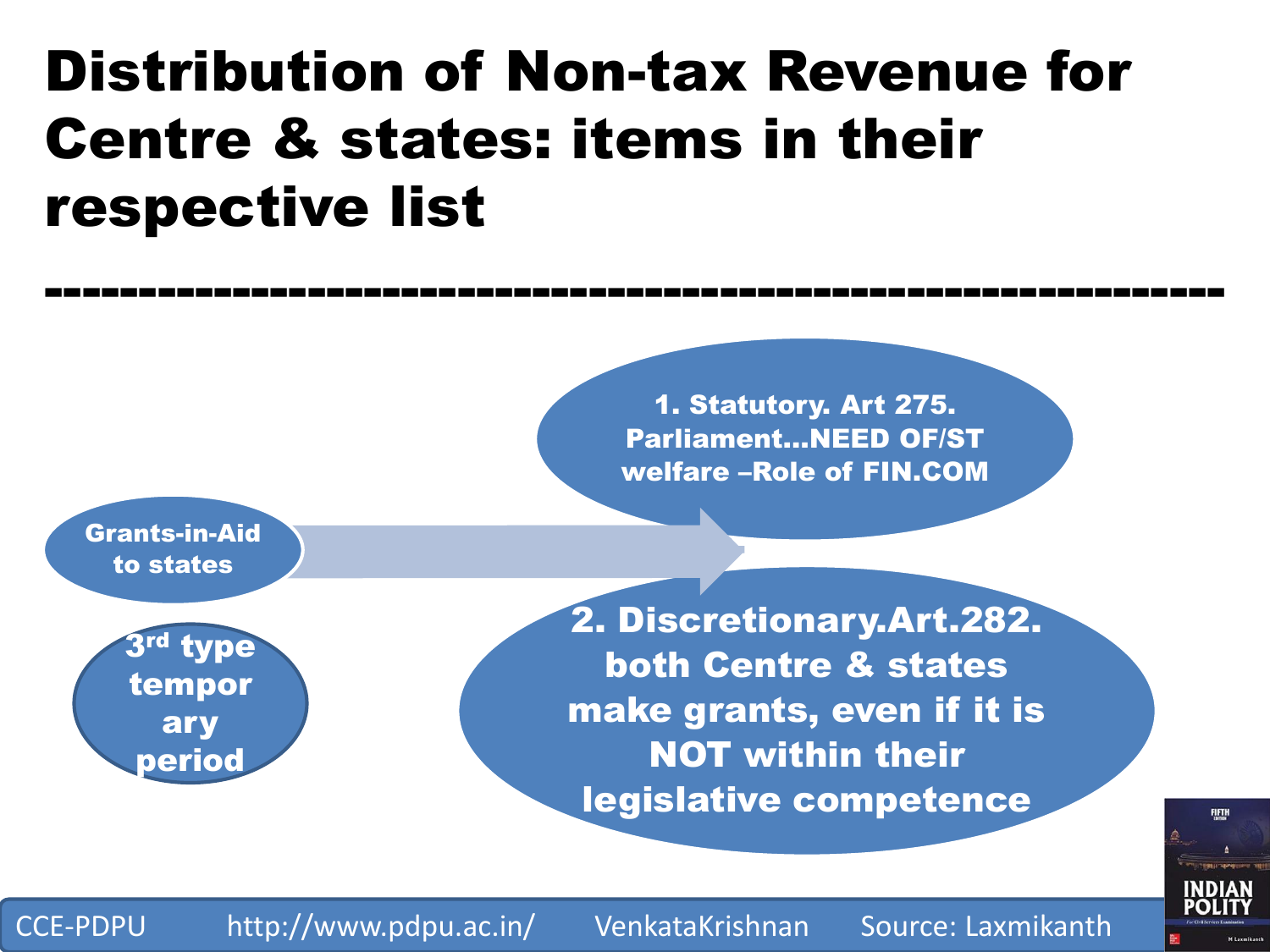# Distribution of Non-tax Revenue for Centre & states: items in their respective list

---

**Grants-in-Aid to states**

- **1. Statutory. Art 275. Parliament…NEED OF/ST welfare –Role of FIN.COM**
- **2. Discretionary.Art.282. both Centre & states make grants, even if it is NOT within their legislative competence**

**3rd type temporary period**

CCE-PDPU http://www.pdpu.ac.in/ VenkataKrishnan Source: Laxmikanth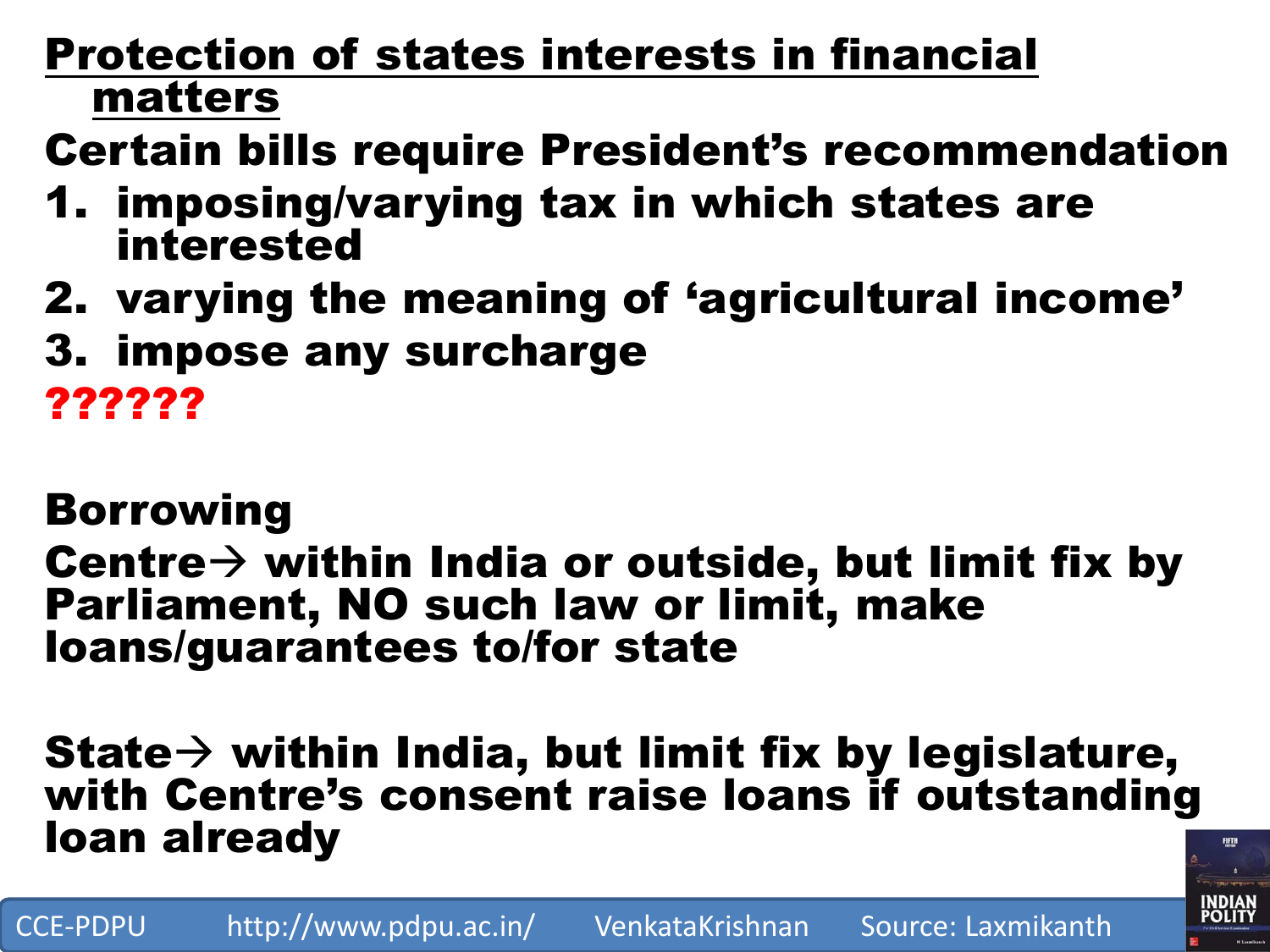## Protection of states interests in financial matters

**Certain bills require President's recommendation**

1. **imposing/varying tax in which states are interested**
2. **varying the meaning of 'agricultural income'**
3. **impose any surcharge**

**??????**

**Borrowing**

**Centre→ within India or outside, but limit fix by Parliament, NO such law or limit, make loans/guarantees to/for state**

**State→ within India, but limit fix by legislature, with Centre's consent raise loans if outstanding loan already**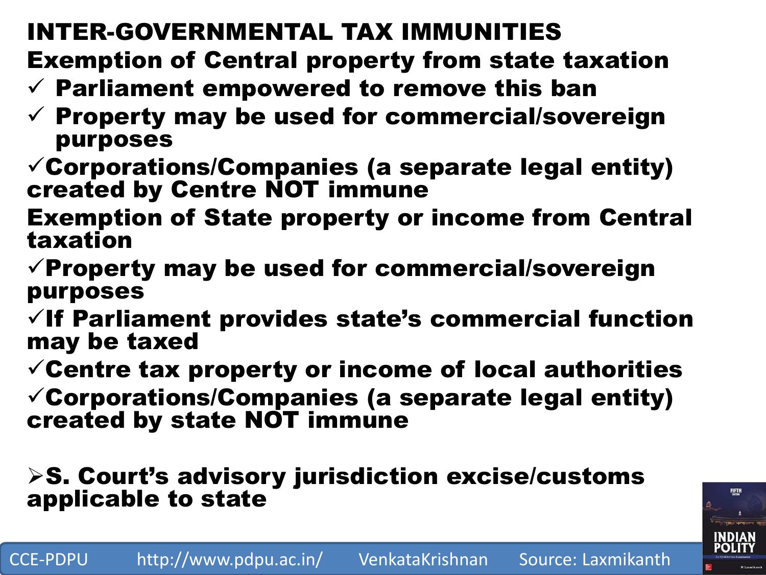# INTER-GOVERNMENTAL TAX IMMUNITIES

## Exemption of Central property from state taxation

- ✓ Parliament empowered to remove this ban
- ✓ Property may be used for commercial/sovereign purposes
- ✓ Corporations/Companies (a separate legal entity) created by Centre NOT immune

## Exemption of State property or income from Central taxation

- ✓ Property may be used for commercial/sovereign purposes
- ✓ If Parliament provides state's commercial function may be taxed
- ✓ Centre tax property or income of local authorities
- ✓ Corporations/Companies (a separate legal entity) created by state NOT immune

➢ S. Court's advisory jurisdiction excise/customs applicable to state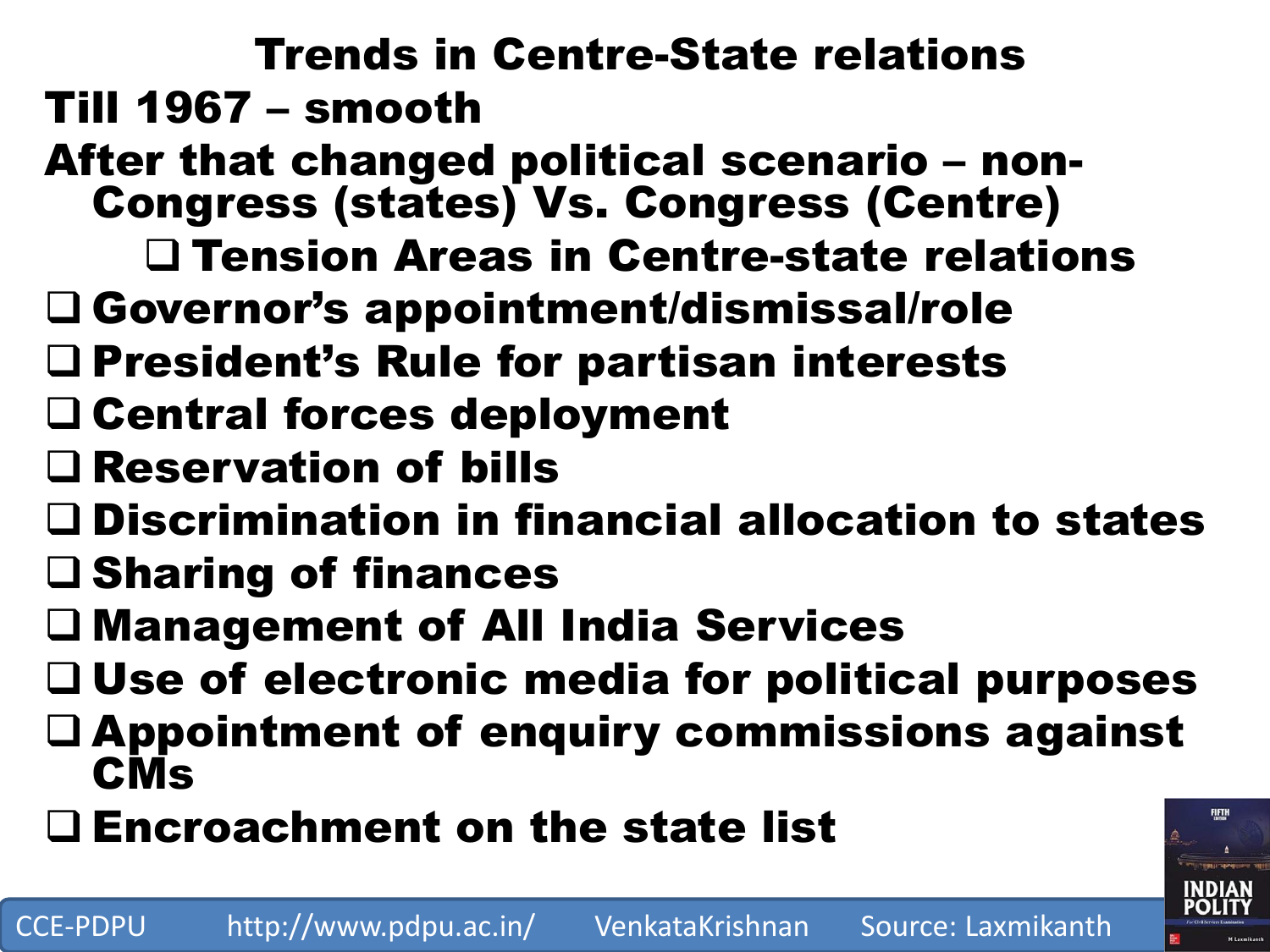# Trends in Centre-State relations

**Till 1967 – smooth**

**After that changed political scenario – non-Congress (states) Vs. Congress (Centre)**

## Tension Areas in Centre-state relations

- Governor's appointment/dismissal/role
- President's Rule for partisan interests
- Central forces deployment
- Reservation of bills
- Discrimination in financial allocation to states
- Sharing of finances
- Management of All India Services
- Use of electronic media for political purposes
- Appointment of enquiry commissions against CMs
- Encroachment on the state list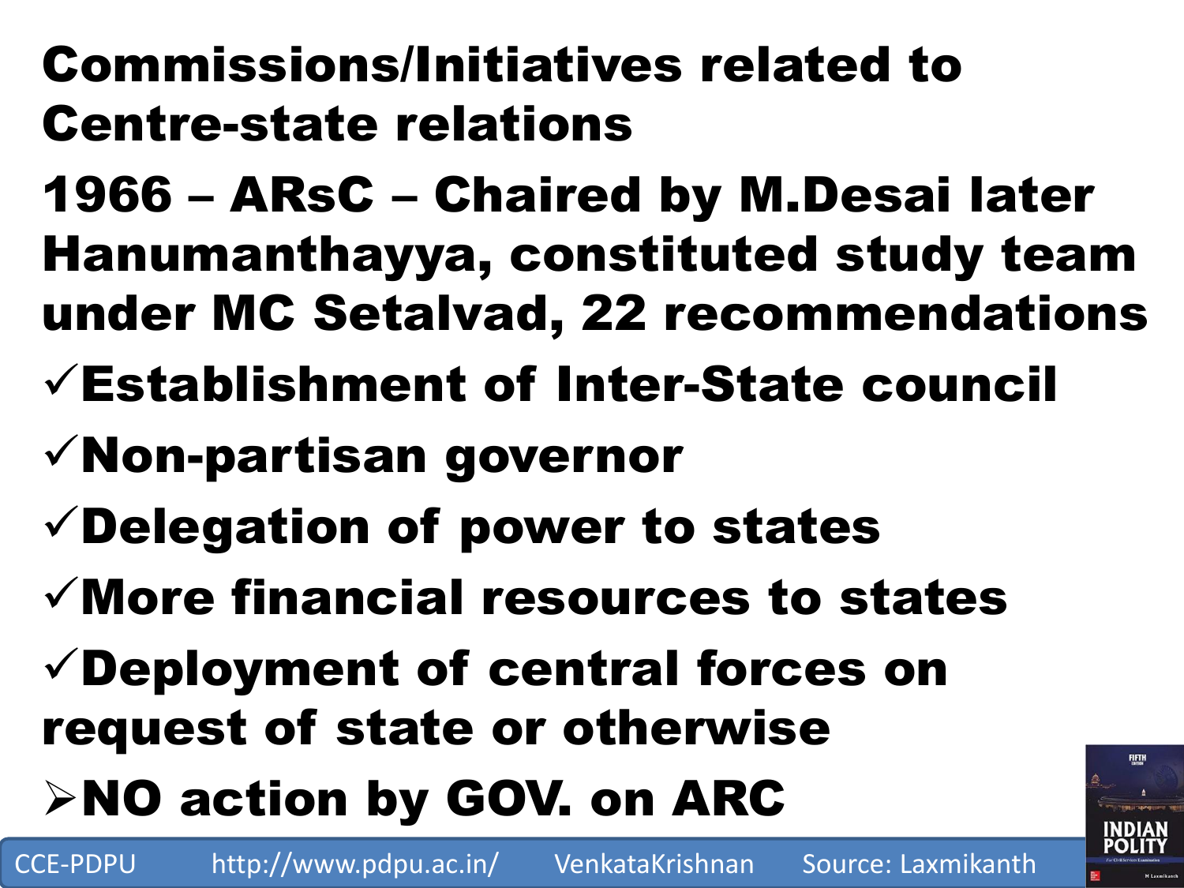# Commissions/Initiatives related to Centre-state relations

**1966 – ARsC – Chaired by M.Desai later Hanumanthayya, constituted study team under MC Setalvad, 22 recommendations**

- ✓Establishment of Inter-State council
- ✓Non-partisan governor
- ✓Delegation of power to states
- ✓More financial resources to states
- ✓Deployment of central forces on request of state or otherwise

➢NO action by GOV. on ARC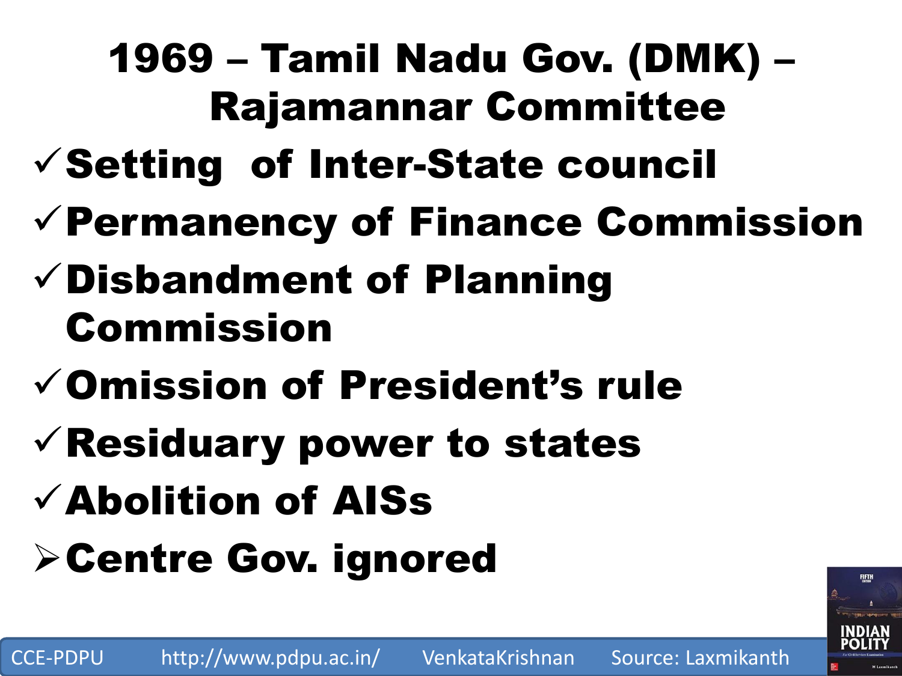# 1969 – Tamil Nadu Gov. (DMK) – Rajamannar Committee

- ✓ Setting of Inter-State council
- ✓ Permanency of Finance Commission
- ✓ Disbandment of Planning Commission
- ✓ Omission of President's rule
- ✓ Residuary power to states
- ✓ Abolition of AISs
- ➢ Centre Gov. ignored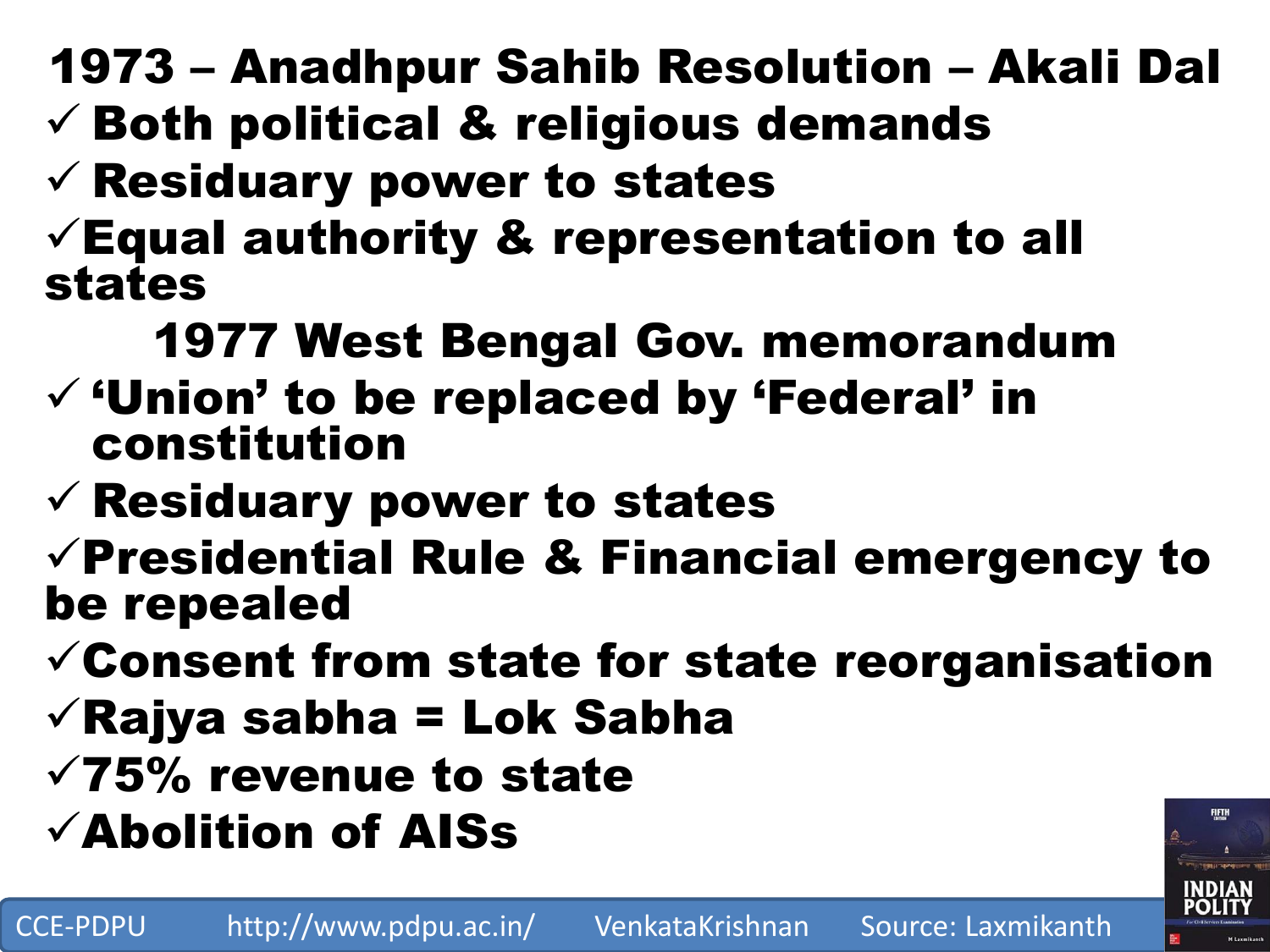## 1973 – Anadhpur Sahib Resolution – Akali Dal

- ✓ Both political & religious demands
- ✓ Residuary power to states
- ✓ Equal authority & representation to all states

## 1977 West Bengal Gov. memorandum

- ✓ 'Union' to be replaced by 'Federal' in constitution
- ✓ Residuary power to states
- ✓ Presidential Rule & Financial emergency to be repealed
- ✓ Consent from state for state reorganisation
- ✓ Rajya sabha = Lok Sabha
- ✓ 75% revenue to state
- ✓ Abolition of AISs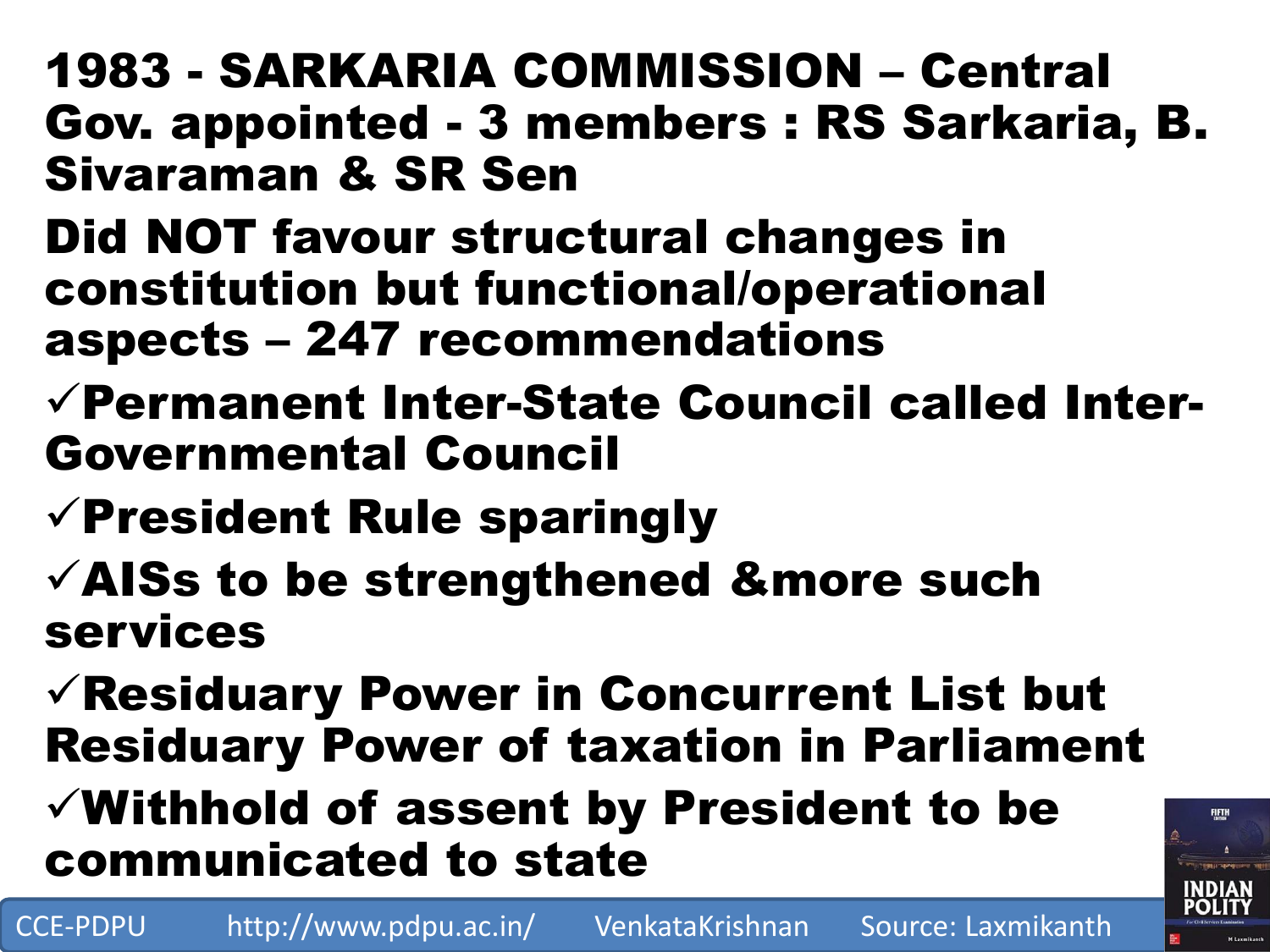# 1983 - SARKARIA COMMISSION – Central Gov. appointed - 3 members : RS Sarkaria, B. Sivaraman & SR Sen

**Did NOT favour structural changes in constitution but functional/operational aspects – 247 recommendations**

- ✓Permanent Inter-State Council called Inter-Governmental Council
- ✓President Rule sparingly
- ✓AISs to be strengthened &more such services
- ✓Residuary Power in Concurrent List but Residuary Power of taxation in Parliament
- ✓Withhold of assent by President to be communicated to state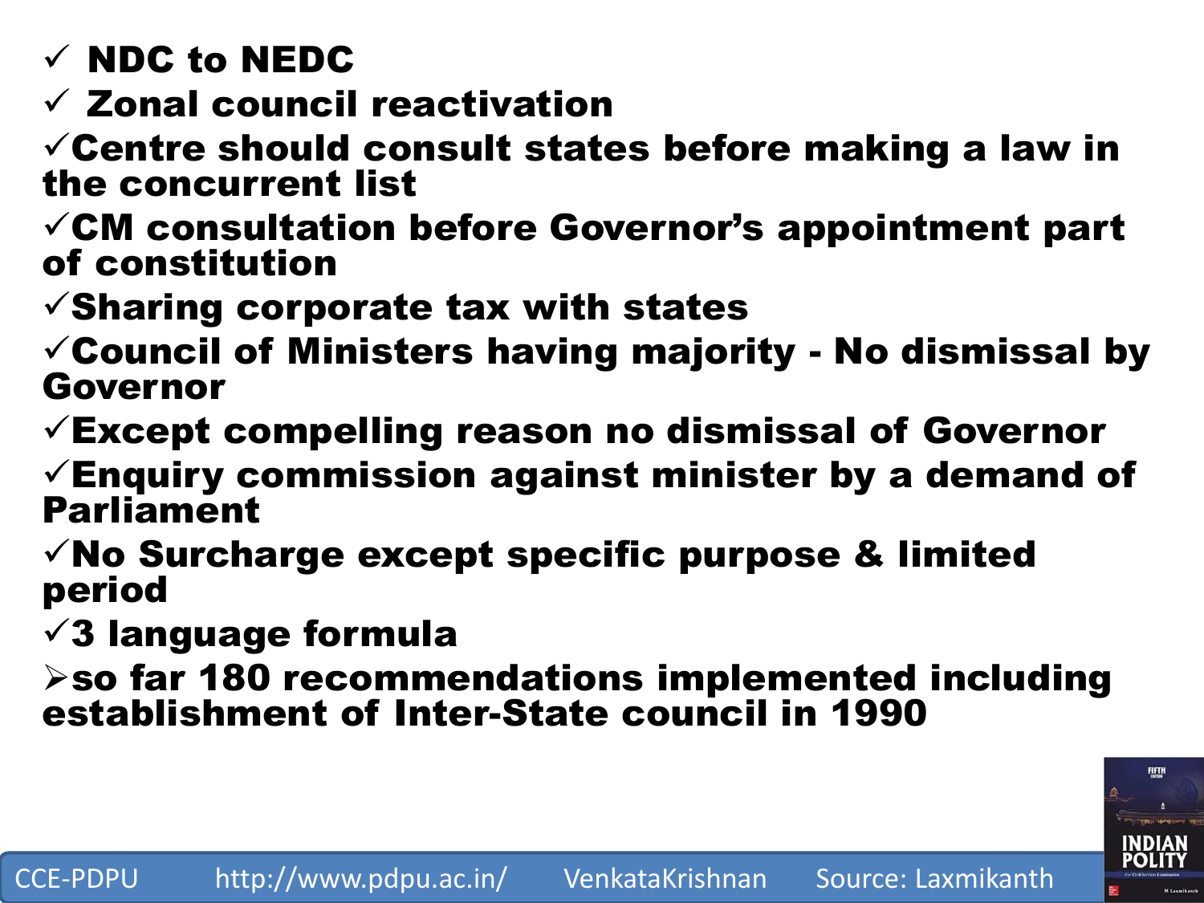- ✓ NDC to NEDC
- ✓ Zonal council reactivation
- ✓ Centre should consult states before making a law in the concurrent list
- ✓ CM consultation before Governor's appointment part of constitution
- ✓ Sharing corporate tax with states
- ✓ Council of Ministers having majority - No dismissal by Governor
- ✓ Except compelling reason no dismissal of Governor
- ✓ Enquiry commission against minister by a demand of Parliament
- ✓ No Surcharge except specific purpose & limited period
- ✓ 3 language formula

➢ so far 180 recommendations implemented including establishment of Inter-State council in 1990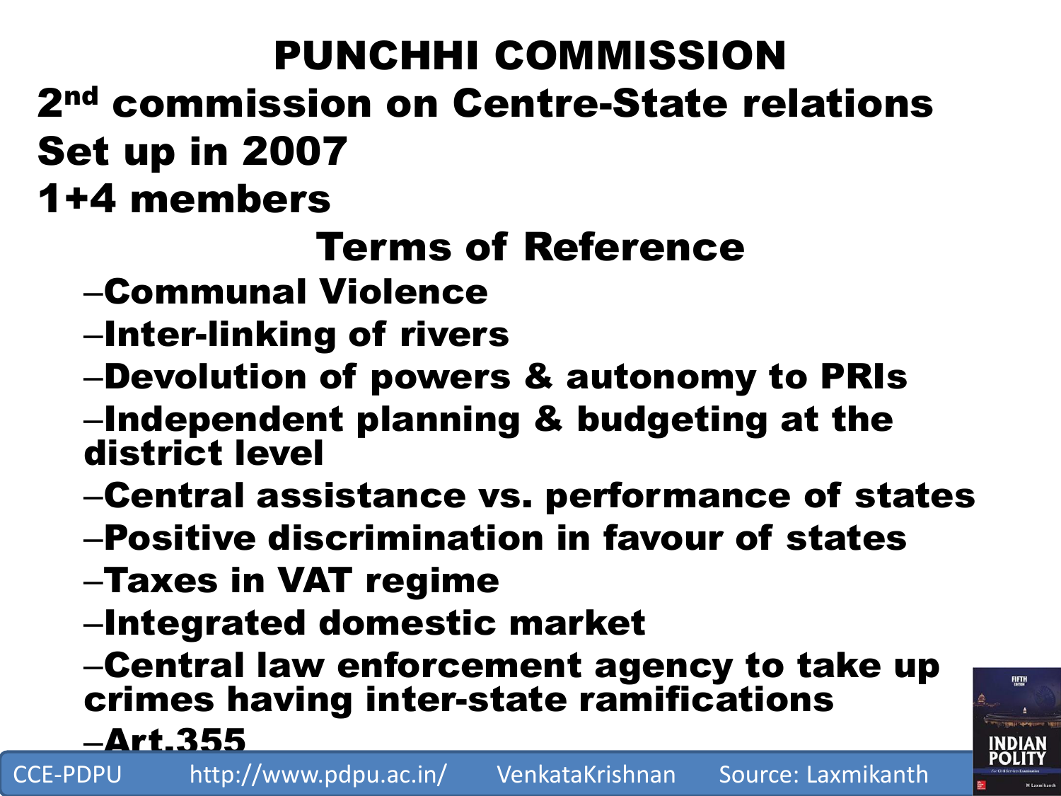# PUNCHHI COMMISSION

**2nd commission on Centre-State relations**

**Set up in 2007**

**1+4 members**

## Terms of Reference

- Communal Violence
- Inter-linking of rivers
- Devolution of powers & autonomy to PRIs
- Independent planning & budgeting at the district level
- Central assistance vs. performance of states
- Positive discrimination in favour of states
- Taxes in VAT regime
- Integrated domestic market
- Central law enforcement agency to take up crimes having inter-state ramifications
- Art.355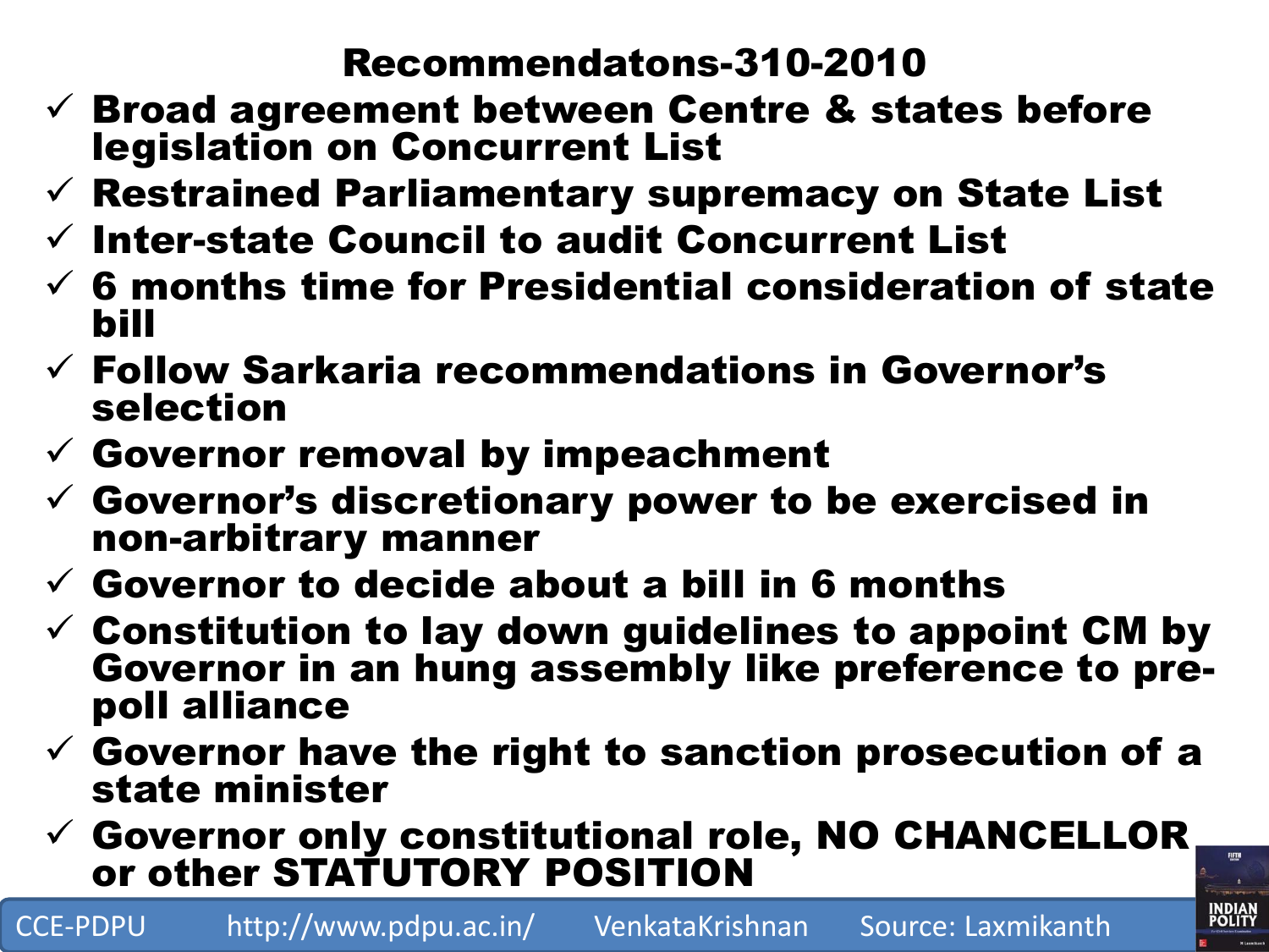# Recommendatons-310-2010

- ✓ Broad agreement between Centre & states before legislation on Concurrent List
- ✓ Restrained Parliamentary supremacy on State List
- ✓ Inter-state Council to audit Concurrent List
- ✓ 6 months time for Presidential consideration of state bill
- ✓ Follow Sarkaria recommendations in Governor's selection
- ✓ Governor removal by impeachment
- ✓ Governor's discretionary power to be exercised in non-arbitrary manner
- ✓ Governor to decide about a bill in 6 months
- ✓ Constitution to lay down guidelines to appoint CM by Governor in an hung assembly like preference to pre-poll alliance
- ✓ Governor have the right to sanction prosecution of a state minister
- ✓ Governor only constitutional role, NO CHANCELLOR or other STATUTORY POSITION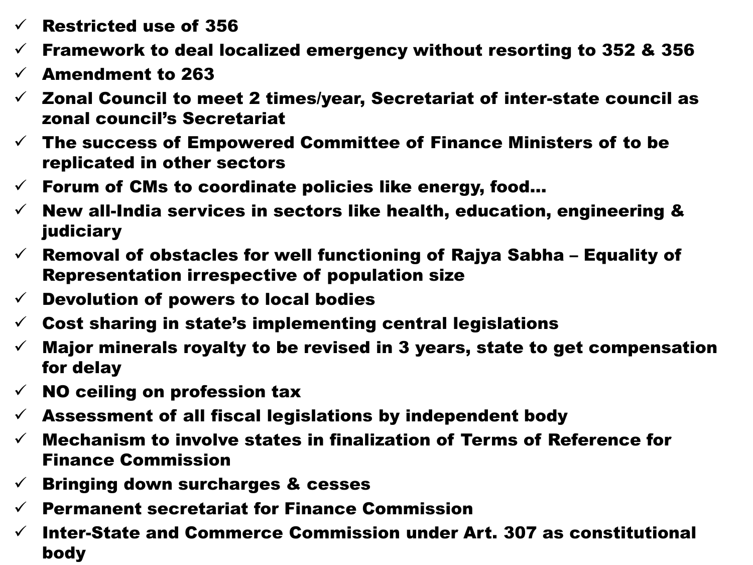- ✓ **Restricted use of 356**
- ✓ **Framework to deal localized emergency without resorting to 352 & 356**
- ✓ **Amendment to 263**
- ✓ **Zonal Council to meet 2 times/year, Secretariat of inter-state council as zonal council's Secretariat**
- ✓ **The success of Empowered Committee of Finance Ministers of to be replicated in other sectors**
- ✓ **Forum of CMs to coordinate policies like energy, food…**
- ✓ **New all-India services in sectors like health, education, engineering & judiciary**
- ✓ **Removal of obstacles for well functioning of Rajya Sabha – Equality of Representation irrespective of population size**
- ✓ **Devolution of powers to local bodies**
- ✓ **Cost sharing in state's implementing central legislations**
- ✓ **Major minerals royalty to be revised in 3 years, state to get compensation for delay**
- ✓ **NO ceiling on profession tax**
- ✓ **Assessment of all fiscal legislations by independent body**
- ✓ **Mechanism to involve states in finalization of Terms of Reference for Finance Commission**
- ✓ **Bringing down surcharges & cesses**
- ✓ **Permanent secretariat for Finance Commission**
- ✓ **Inter-State and Commerce Commission under Art. 307 as constitutional body**